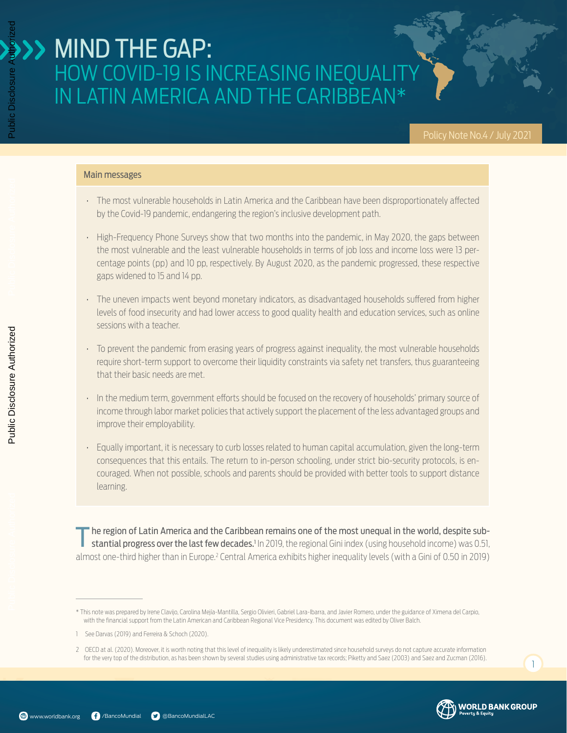# MIND THE GAP:
## HOW COVID-19 IS INCREASING INEQUALITY IN LATIN AMERICA AND THE CARIBBEAN*

Policy Note No.4 / July 2021

### Main messages

- The most vulnerable households in Latin America and the Caribbean have been disproportionately affected by the Covid-19 pandemic, endangering the region's inclusive development path.
- High-Frequency Phone Surveys show that two months into the pandemic, in May 2020, the gaps between the most vulnerable and the least vulnerable households in terms of job loss and income loss were 13 percentage points (pp) and 10 pp, respectively. By August 2020, as the pandemic progressed, these respective gaps widened to 15 and 14 pp.
- The uneven impacts went beyond monetary indicators, as disadvantaged households suffered from higher levels of food insecurity and had lower access to good quality health and education services, such as online sessions with a teacher.
- To prevent the pandemic from erasing years of progress against inequality, the most vulnerable households require short-term support to overcome their liquidity constraints via safety net transfers, thus guaranteeing that their basic needs are met.
- In the medium term, government efforts should be focused on the recovery of households' primary source of income through labor market policies that actively support the placement of the less advantaged groups and improve their employability.
- Equally important, it is necessary to curb losses related to human capital accumulation, given the long-term consequences that this entails. The return to in-person schooling, under strict bio-security protocols, is encouraged. When not possible, schools and parents should be provided with better tools to support distance learning.

**The region of Latin America and the Caribbean remains one of the most unequal in the world, despite substantial progress over the last few decades.**[1] In 2019, the regional Gini index (using household income) was 0.51, almost one-third higher than in Europe.[2] Central America exhibits higher inequality levels (with a Gini of 0.50 in 2019)

---

\* This note was prepared by Irene Clavijo, Carolina Mejía-Mantilla, Sergio Olivieri, Gabriel Lara-Ibarra, and Javier Romero, under the guidance of Ximena del Carpio, with the financial support from the Latin American and Caribbean Regional Vice Presidency. This document was edited by Oliver Balch.

1 See Darvas (2019) and Ferreira & Schoch (2020).

2 OECD at al. (2020). Moreover, it is worth noting that this level of inequality is likely underestimated since household surveys do not capture accurate information for the very top of the distribution, as has been shown by several studies using administrative tax records: Piketty and Saez (2003) and Saez and Zucman (2016).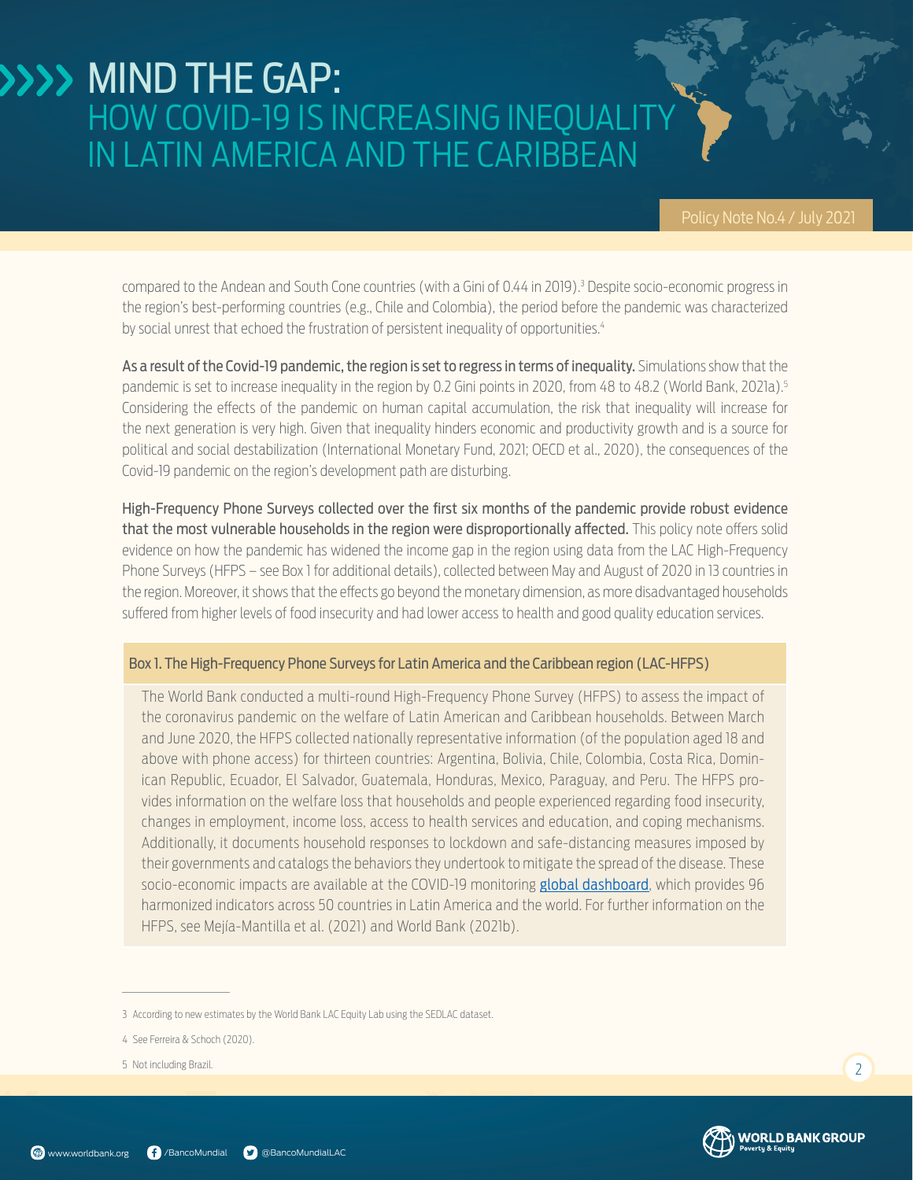compared to the Andean and South Cone countries (with a Gini of 0.44 in 2019).[3] Despite socio-economic progress in the region's best-performing countries (e.g., Chile and Colombia), the period before the pandemic was characterized by social unrest that echoed the frustration of persistent inequality of opportunities.[4]

**As a result of the Covid-19 pandemic, the region is set to regress in terms of inequality.** Simulations show that the pandemic is set to increase inequality in the region by 0.2 Gini points in 2020, from 48 to 48.2 (World Bank, 2021a).[5] Considering the effects of the pandemic on human capital accumulation, the risk that inequality will increase for the next generation is very high. Given that inequality hinders economic and productivity growth and is a source for political and social destabilization (International Monetary Fund, 2021; OECD et al., 2020), the consequences of the Covid-19 pandemic on the region's development path are disturbing.

**High-Frequency Phone Surveys collected over the first six months of the pandemic provide robust evidence that the most vulnerable households in the region were disproportionally affected.** This policy note offers solid evidence on how the pandemic has widened the income gap in the region using data from the LAC High-Frequency Phone Surveys (HFPS – see Box 1 for additional details), collected between May and August of 2020 in 13 countries in the region. Moreover, it shows that the effects go beyond the monetary dimension, as more disadvantaged households suffered from higher levels of food insecurity and had lower access to health and good quality education services.

**Box 1. The High-Frequency Phone Surveys for Latin America and the Caribbean region (LAC-HFPS)**

The World Bank conducted a multi-round High-Frequency Phone Survey (HFPS) to assess the impact of the coronavirus pandemic on the welfare of Latin American and Caribbean households. Between March and June 2020, the HFPS collected nationally representative information (of the population aged 18 and above with phone access) for thirteen countries: Argentina, Bolivia, Chile, Colombia, Costa Rica, Dominican Republic, Ecuador, El Salvador, Guatemala, Honduras, Mexico, Paraguay, and Peru. The HFPS provides information on the welfare loss that households and people experienced regarding food insecurity, changes in employment, income loss, access to health services and education, and coping mechanisms. Additionally, it documents household responses to lockdown and safe-distancing measures imposed by their governments and catalogs the behaviors they undertook to mitigate the spread of the disease. These socio-economic impacts are available at the COVID-19 monitoring global dashboard, which provides 96 harmonized indicators across 50 countries in Latin America and the world. For further information on the HFPS, see Mejía-Mantilla et al. (2021) and World Bank (2021b).

---

3 According to new estimates by the World Bank LAC Equity Lab using the SEDLAC dataset.

4 See Ferreira & Schoch (2020).

5 Not including Brazil.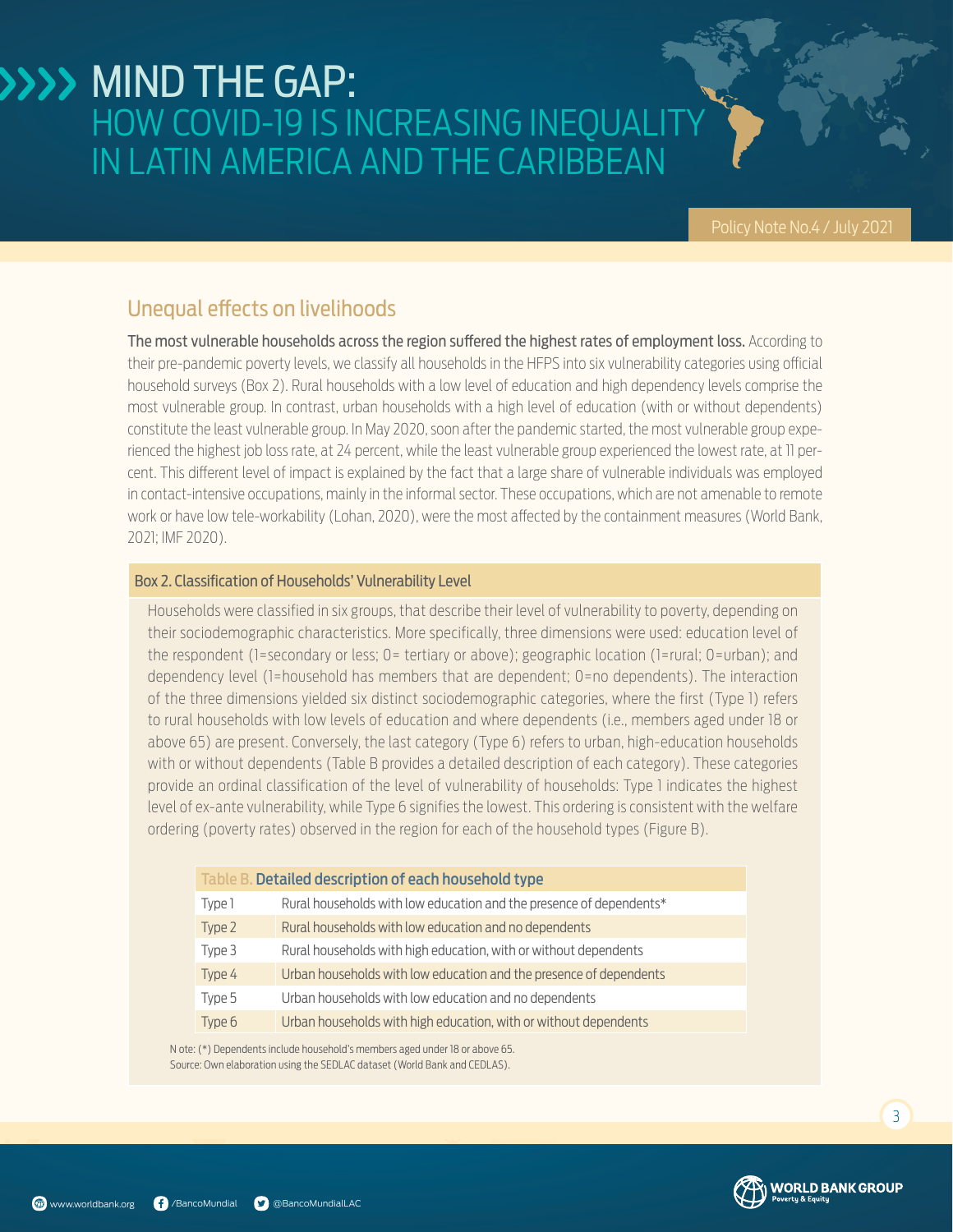## Unequal effects on livelihoods

**The most vulnerable households across the region suffered the highest rates of employment loss.** According to their pre-pandemic poverty levels, we classify all households in the HFPS into six vulnerability categories using official household surveys (Box 2). Rural households with a low level of education and high dependency levels comprise the most vulnerable group. In contrast, urban households with a high level of education (with or without dependents) constitute the least vulnerable group. In May 2020, soon after the pandemic started, the most vulnerable group experienced the highest job loss rate, at 24 percent, while the least vulnerable group experienced the lowest rate, at 11 percent. This different level of impact is explained by the fact that a large share of vulnerable individuals was employed in contact-intensive occupations, mainly in the informal sector. These occupations, which are not amenable to remote work or have low tele-workability (Lohan, 2020), were the most affected by the containment measures (World Bank, 2021; IMF 2020).

### Box 2. Classification of Households' Vulnerability Level

Households were classified in six groups, that describe their level of vulnerability to poverty, depending on their sociodemographic characteristics. More specifically, three dimensions were used: education level of the respondent (1=secondary or less; 0= tertiary or above); geographic location (1=rural; 0=urban); and dependency level (1=household has members that are dependent; 0=no dependents). The interaction of the three dimensions yielded six distinct sociodemographic categories, where the first (Type 1) refers to rural households with low levels of education and where dependents (i.e., members aged under 18 or above 65) are present. Conversely, the last category (Type 6) refers to urban, high-education households with or without dependents (Table B provides a detailed description of each category). These categories provide an ordinal classification of the level of vulnerability of households: Type 1 indicates the highest level of ex-ante vulnerability, while Type 6 signifies the lowest. This ordering is consistent with the welfare ordering (poverty rates) observed in the region for each of the household types (Figure B).

**Table B. Detailed description of each household type**

| | |
|---|---|
| Type 1 | Rural households with low education and the presence of dependents* |
| Type 2 | Rural households with low education and no dependents |
| Type 3 | Rural households with high education, with or without dependents |
| Type 4 | Urban households with low education and the presence of dependents |
| Type 5 | Urban households with low education and no dependents |
| Type 6 | Urban households with high education, with or without dependents |

N ote: (*) Dependents include household's members aged under 18 or above 65.
Source: Own elaboration using the SEDLAC dataset (World Bank and CEDLAS).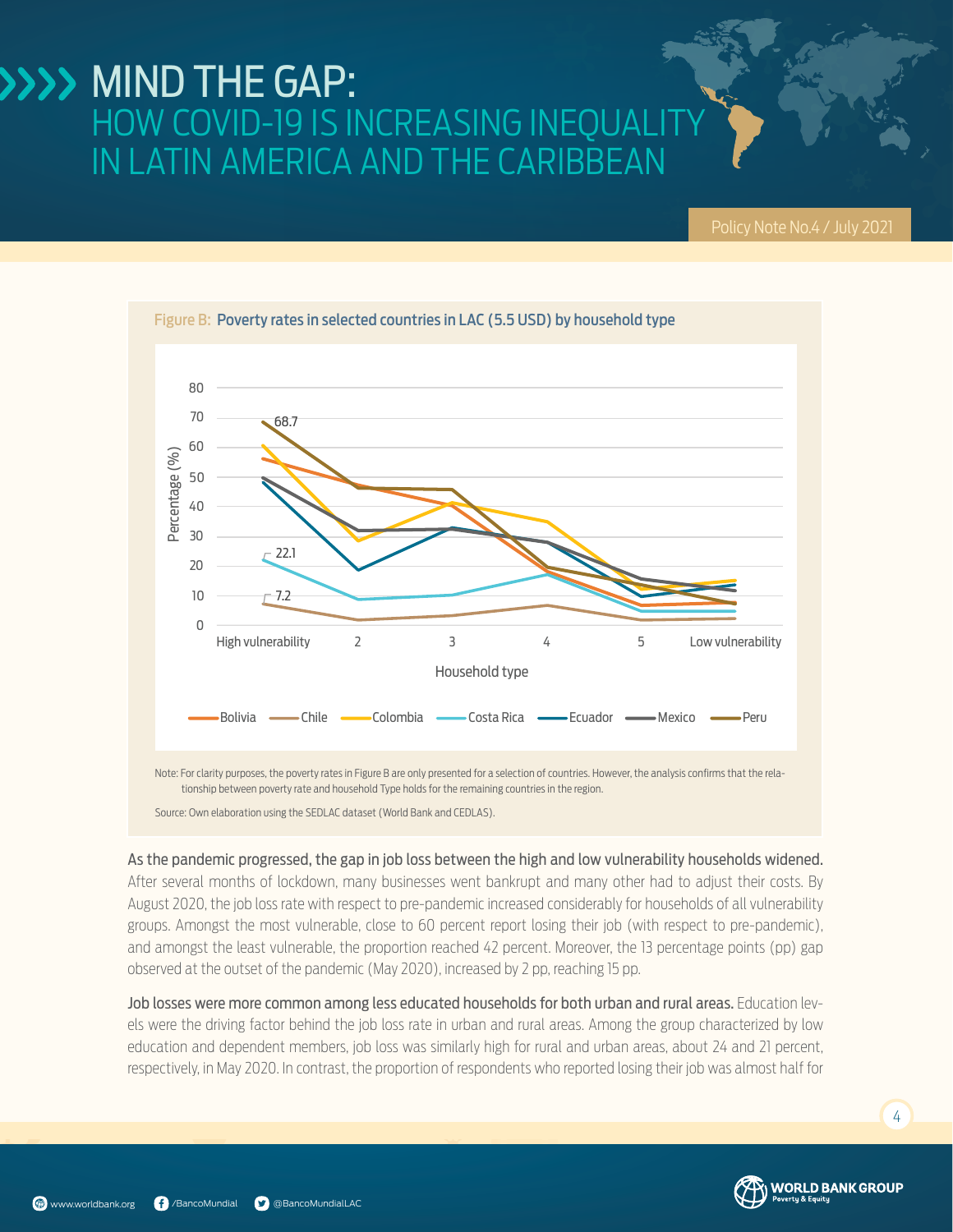Figure B: Poverty rates in selected countries in LAC (5.5 USD) by household type

Note: For clarity purposes, the poverty rates in Figure B are only presented for a selection of countries. However, the analysis confirms that the relationship between poverty rate and household Type holds for the remaining countries in the region.

Source: Own elaboration using the SEDLAC dataset (World Bank and CEDLAS).

**As the pandemic progressed, the gap in job loss between the high and low vulnerability households widened.** After several months of lockdown, many businesses went bankrupt and many other had to adjust their costs. By August 2020, the job loss rate with respect to pre-pandemic increased considerably for households of all vulnerability groups. Amongst the most vulnerable, close to 60 percent report losing their job (with respect to pre-pandemic), and amongst the least vulnerable, the proportion reached 42 percent. Moreover, the 13 percentage points (pp) gap observed at the outset of the pandemic (May 2020), increased by 2 pp, reaching 15 pp.

**Job losses were more common among less educated households for both urban and rural areas.** Education levels were the driving factor behind the job loss rate in urban and rural areas. Among the group characterized by low education and dependent members, job loss was similarly high for rural and urban areas, about 24 and 21 percent, respectively, in May 2020. In contrast, the proportion of respondents who reported losing their job was almost half for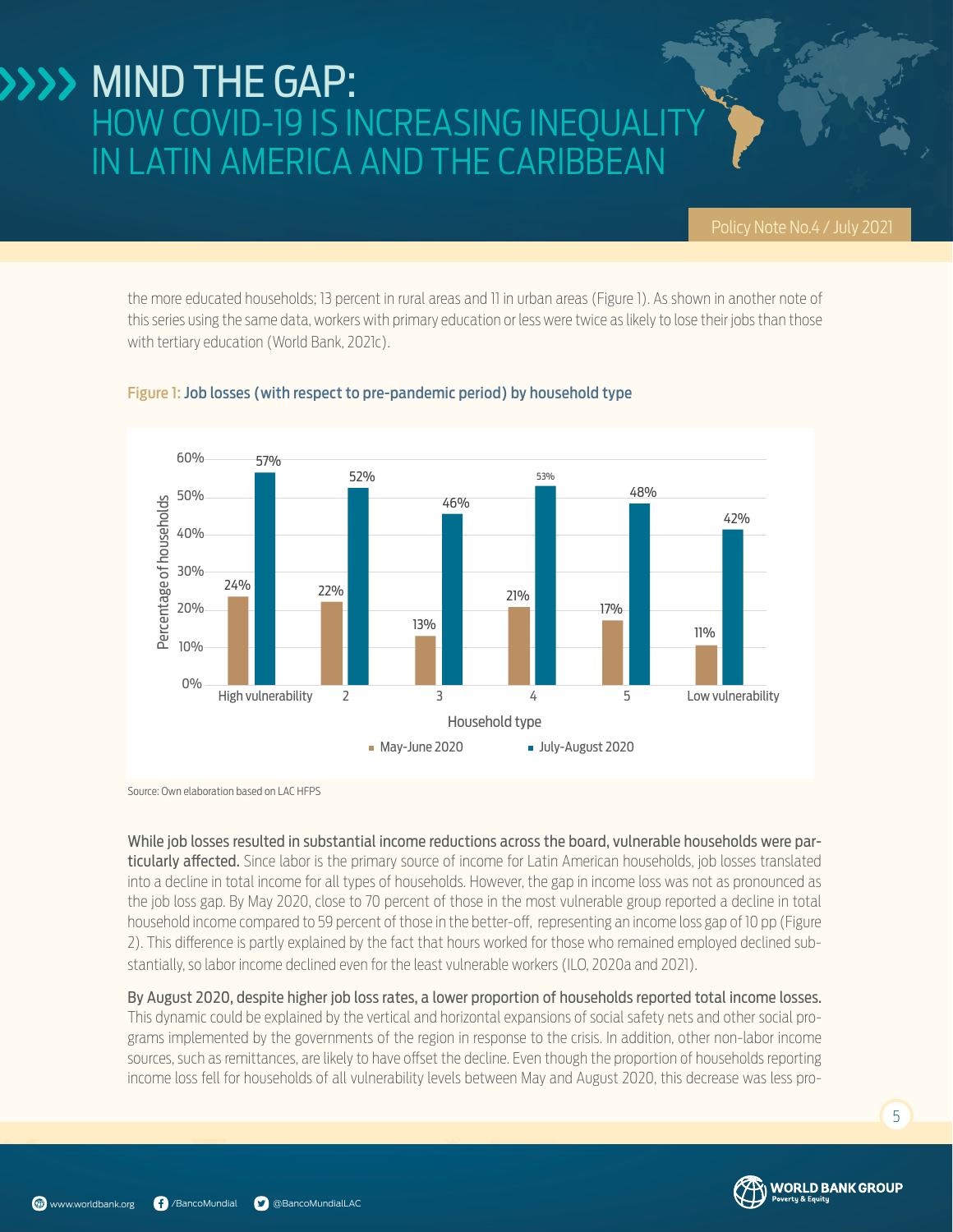the more educated households; 13 percent in rural areas and 11 in urban areas (Figure 1). As shown in another note of this series using the same data, workers with primary education or less were twice as likely to lose their jobs than those with tertiary education (World Bank, 2021c).

Figure 1: Job losses (with respect to pre-pandemic period) by household type

| Household type | May-June 2020 | July-August 2020 |
|---|---|---|
| High vulnerability | 24% | 57% |
| 2 | 22% | 52% |
| 3 | 13% | 46% |
| 4 | 21% | 53% |
| 5 | 17% | 48% |
| Low vulnerability | 11% | 42% |

Source: Own elaboration based on LAC HFPS

**While job losses resulted in substantial income reductions across the board, vulnerable households were particularly affected.** Since labor is the primary source of income for Latin American households, job losses translated into a decline in total income for all types of households. However, the gap in income loss was not as pronounced as the job loss gap. By May 2020, close to 70 percent of those in the most vulnerable group reported a decline in total household income compared to 59 percent of those in the better-off, representing an income loss gap of 10 pp (Figure 2). This difference is partly explained by the fact that hours worked for those who remained employed declined substantially, so labor income declined even for the least vulnerable workers (ILO, 2020a and 2021).

**By August 2020, despite higher job loss rates, a lower proportion of households reported total income losses.** This dynamic could be explained by the vertical and horizontal expansions of social safety nets and other social programs implemented by the governments of the region in response to the crisis. In addition, other non-labor income sources, such as remittances, are likely to have offset the decline. Even though the proportion of households reporting income loss fell for households of all vulnerability levels between May and August 2020, this decrease was less pro-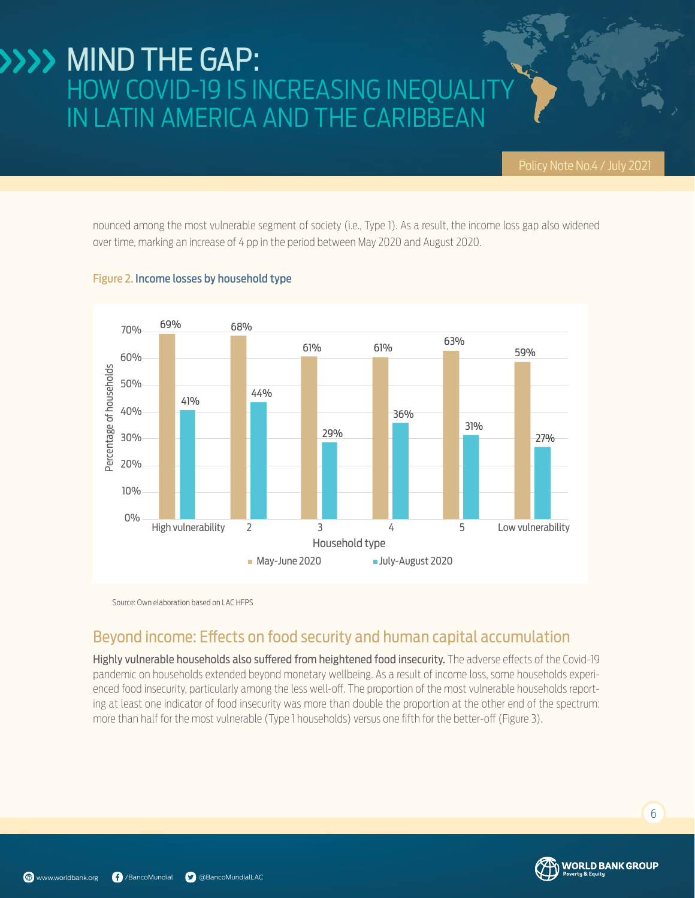nounced among the most vulnerable segment of society (i.e., Type 1). As a result, the income loss gap also widened over time, marking an increase of 4 pp in the period between May 2020 and August 2020.

**Figure 2. Income losses by household type**

| Household type | May-June 2020 | July-August 2020 |
| --- | --- | --- |
| High vulnerability | 69% | 41% |
| 2 | 68% | 44% |
| 3 | 61% | 29% |
| 4 | 61% | 36% |
| 5 | 63% | 31% |
| Low vulnerability | 59% | 27% |

Source: Own elaboration based on LAC HFPS

## Beyond income: Effects on food security and human capital accumulation

**Highly vulnerable households also suffered from heightened food insecurity.** The adverse effects of the Covid-19 pandemic on households extended beyond monetary wellbeing. As a result of income loss, some households experienced food insecurity, particularly among the less well-off. The proportion of the most vulnerable households reporting at least one indicator of food insecurity was more than double the proportion at the other end of the spectrum: more than half for the most vulnerable (Type 1 households) versus one fifth for the better-off (Figure 3).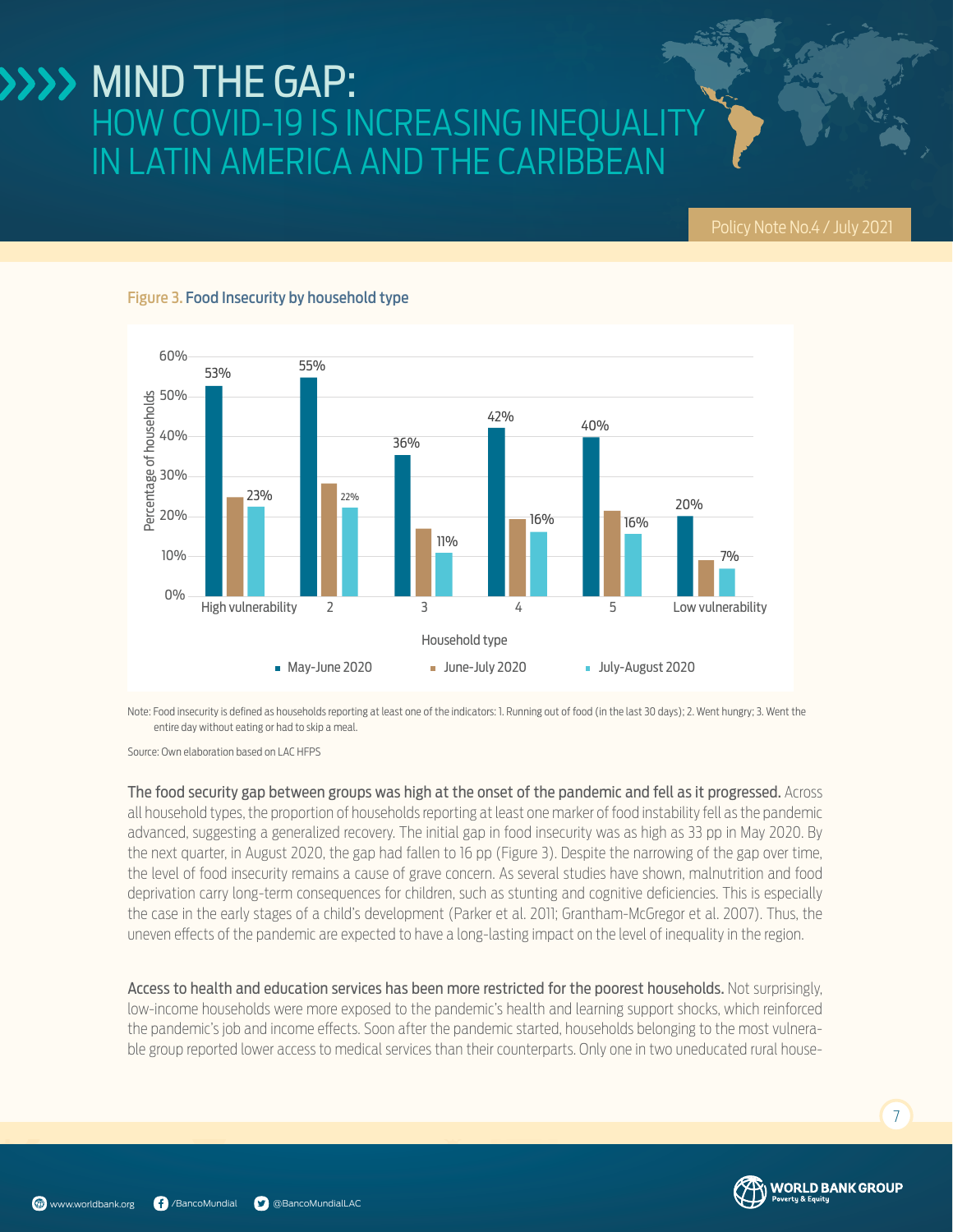Figure 3. Food Insecurity by household type

| Household type | May-June 2020 | June-July 2020 | July-August 2020 |
|---|---|---|---|
| High vulnerability | 53% | | 23% |
| 2 | 55% | | 22% |
| 3 | 36% | | 11% |
| 4 | 42% | | 16% |
| 5 | 40% | | 16% |
| Low vulnerability | 20% | | 7% |

Note: Food insecurity is defined as households reporting at least one of the indicators: 1. Running out of food (in the last 30 days); 2. Went hungry; 3. Went the entire day without eating or had to skip a meal.

Source: Own elaboration based on LAC HFPS

**The food security gap between groups was high at the onset of the pandemic and fell as it progressed.** Across all household types, the proportion of households reporting at least one marker of food instability fell as the pandemic advanced, suggesting a generalized recovery. The initial gap in food insecurity was as high as 33 pp in May 2020. By the next quarter, in August 2020, the gap had fallen to 16 pp (Figure 3). Despite the narrowing of the gap over time, the level of food insecurity remains a cause of grave concern. As several studies have shown, malnutrition and food deprivation carry long-term consequences for children, such as stunting and cognitive deficiencies. This is especially the case in the early stages of a child's development (Parker et al. 2011; Grantham-McGregor et al. 2007). Thus, the uneven effects of the pandemic are expected to have a long-lasting impact on the level of inequality in the region.

**Access to health and education services has been more restricted for the poorest households.** Not surprisingly, low-income households were more exposed to the pandemic's health and learning support shocks, which reinforced the pandemic's job and income effects. Soon after the pandemic started, households belonging to the most vulnerable group reported lower access to medical services than their counterparts. Only one in two uneducated rural house-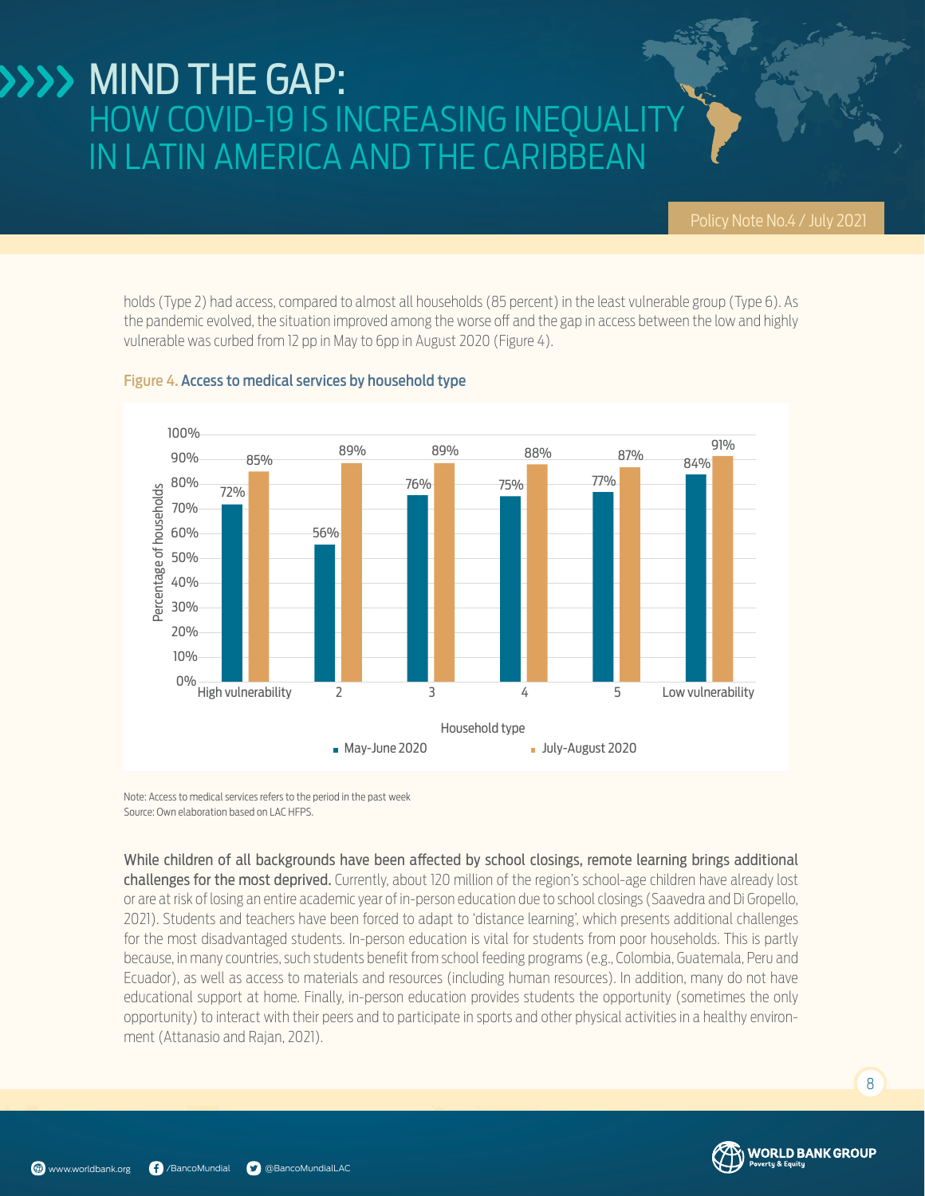holds (Type 2) had access, compared to almost all households (85 percent) in the least vulnerable group (Type 6). As the pandemic evolved, the situation improved among the worse off and the gap in access between the low and highly vulnerable was curbed from 12 pp in May to 6pp in August 2020 (Figure 4).

**Figure 4. Access to medical services by household type**

| Household type | May-June 2020 | July-August 2020 |
|---|---|---|
| High vulnerability | 72% | 85% |
| 2 | 56% | 89% |
| 3 | 76% | 89% |
| 4 | 75% | 88% |
| 5 | 77% | 87% |
| Low vulnerability | 84% | 91% |

Note: Access to medical services refers to the period in the past week
Source: Own elaboration based on LAC HFPS.

**While children of all backgrounds have been affected by school closings, remote learning brings additional challenges for the most deprived.** Currently, about 120 million of the region's school-age children have already lost or are at risk of losing an entire academic year of in-person education due to school closings (Saavedra and Di Gropello, 2021). Students and teachers have been forced to adapt to 'distance learning', which presents additional challenges for the most disadvantaged students. In-person education is vital for students from poor households. This is partly because, in many countries, such students benefit from school feeding programs (e.g., Colombia, Guatemala, Peru and Ecuador), as well as access to materials and resources (including human resources). In addition, many do not have educational support at home. Finally, in-person education provides students the opportunity (sometimes the only opportunity) to interact with their peers and to participate in sports and other physical activities in a healthy environment (Attanasio and Rajan, 2021).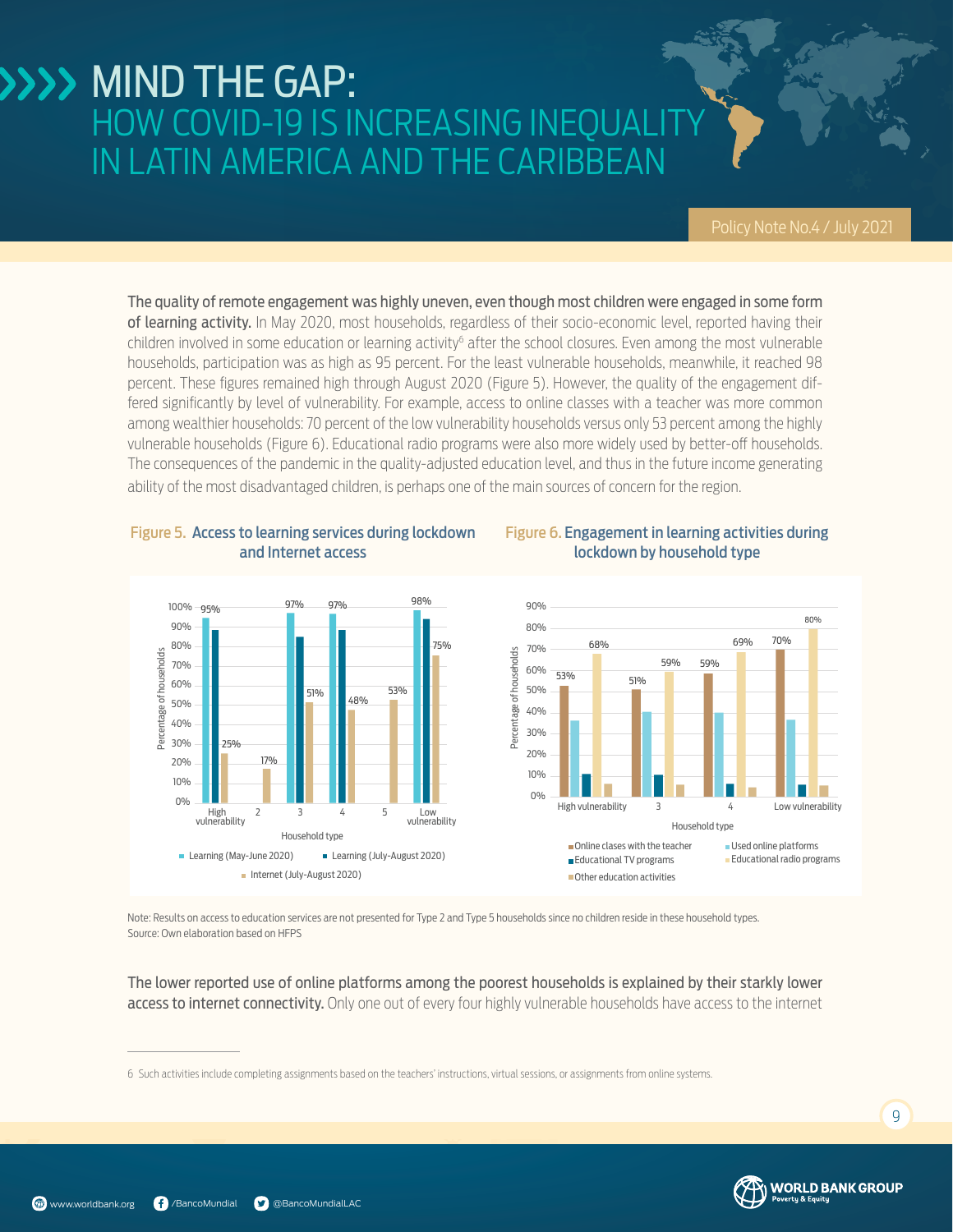**The quality of remote engagement was highly uneven, even though most children were engaged in some form of learning activity.** In May 2020, most households, regardless of their socio-economic level, reported having their children involved in some education or learning activity[6] after the school closures. Even among the most vulnerable households, participation was as high as 95 percent. For the least vulnerable households, meanwhile, it reached 98 percent. These figures remained high through August 2020 (Figure 5). However, the quality of the engagement differed significantly by level of vulnerability. For example, access to online classes with a teacher was more common among wealthier households: 70 percent of the low vulnerability households versus only 53 percent among the highly vulnerable households (Figure 6). Educational radio programs were also more widely used by better-off households. The consequences of the pandemic in the quality-adjusted education level, and thus in the future income generating ability of the most disadvantaged children, is perhaps one of the main sources of concern for the region.

**Figure 5. Access to learning services during lockdown and Internet access**

| Household type | Learning (May-June 2020) | Learning (July-August 2020) | Internet (July-August 2020) |
|---|---|---|---|
| High vulnerability | 95% | | 25% |
| 2 | | | 17% |
| 3 | 97% | | 51% |
| 4 | 97% | | 48% |
| 5 | | | 53% |
| Low vulnerability | 98% | | 75% |

**Figure 6. Engagement in learning activities during lockdown by household type**

| Household type | Online clases with the teacher | Used online platforms | Educational TV programs | Educational radio programs | Other education activities |
|---|---|---|---|---|---|
| High vulnerability | 53% | | | 68% | |
| 3 | 51% | | | 59% | |
| 4 | 59% | | | 69% | |
| Low vulnerability | 70% | | | 80% | |

Note: Results on access to education services are not presented for Type 2 and Type 5 households since no children reside in these household types.
Source: Own elaboration based on HFPS

**The lower reported use of online platforms among the poorest households is explained by their starkly lower access to internet connectivity.** Only one out of every four highly vulnerable households have access to the internet

6 Such activities include completing assignments based on the teachers' instructions, virtual sessions, or assignments from online systems.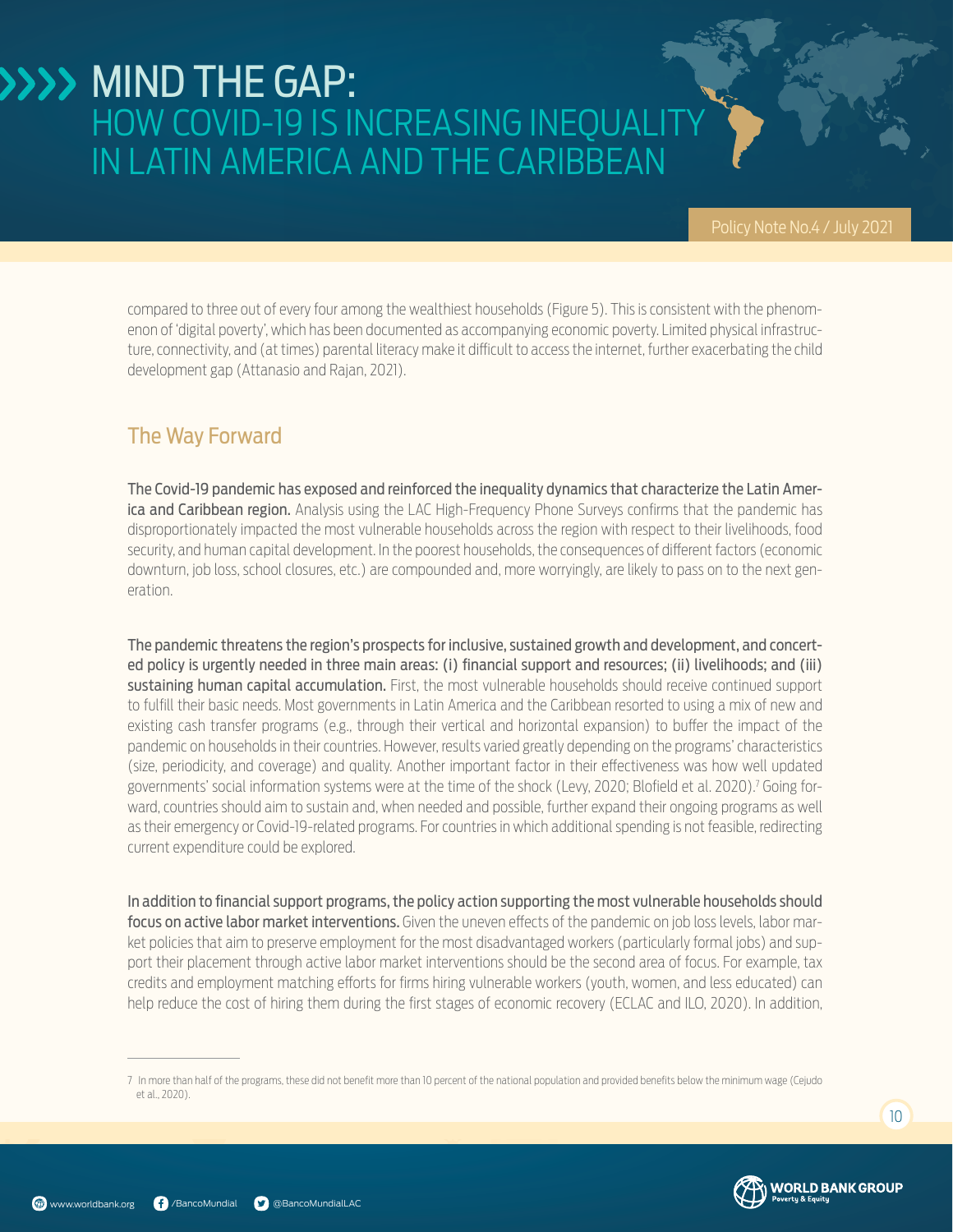compared to three out of every four among the wealthiest households (Figure 5). This is consistent with the phenomenon of 'digital poverty', which has been documented as accompanying economic poverty. Limited physical infrastructure, connectivity, and (at times) parental literacy make it difficult to access the internet, further exacerbating the child development gap (Attanasio and Rajan, 2021).

## The Way Forward

**The Covid-19 pandemic has exposed and reinforced the inequality dynamics that characterize the Latin America and Caribbean region.** Analysis using the LAC High-Frequency Phone Surveys confirms that the pandemic has disproportionately impacted the most vulnerable households across the region with respect to their livelihoods, food security, and human capital development. In the poorest households, the consequences of different factors (economic downturn, job loss, school closures, etc.) are compounded and, more worryingly, are likely to pass on to the next generation.

**The pandemic threatens the region's prospects for inclusive, sustained growth and development, and concerted policy is urgently needed in three main areas: (i) financial support and resources; (ii) livelihoods; and (iii) sustaining human capital accumulation.** First, the most vulnerable households should receive continued support to fulfill their basic needs. Most governments in Latin America and the Caribbean resorted to using a mix of new and existing cash transfer programs (e.g., through their vertical and horizontal expansion) to buffer the impact of the pandemic on households in their countries. However, results varied greatly depending on the programs' characteristics (size, periodicity, and coverage) and quality. Another important factor in their effectiveness was how well updated governments' social information systems were at the time of the shock (Levy, 2020; Blofield et al. 2020).[7] Going forward, countries should aim to sustain and, when needed and possible, further expand their ongoing programs as well as their emergency or Covid-19-related programs. For countries in which additional spending is not feasible, redirecting current expenditure could be explored.

**In addition to financial support programs, the policy action supporting the most vulnerable households should focus on active labor market interventions.** Given the uneven effects of the pandemic on job loss levels, labor market policies that aim to preserve employment for the most disadvantaged workers (particularly formal jobs) and support their placement through active labor market interventions should be the second area of focus. For example, tax credits and employment matching efforts for firms hiring vulnerable workers (youth, women, and less educated) can help reduce the cost of hiring them during the first stages of economic recovery (ECLAC and ILO, 2020). In addition,

---

7 In more than half of the programs, these did not benefit more than 10 percent of the national population and provided benefits below the minimum wage (Cejudo et al., 2020).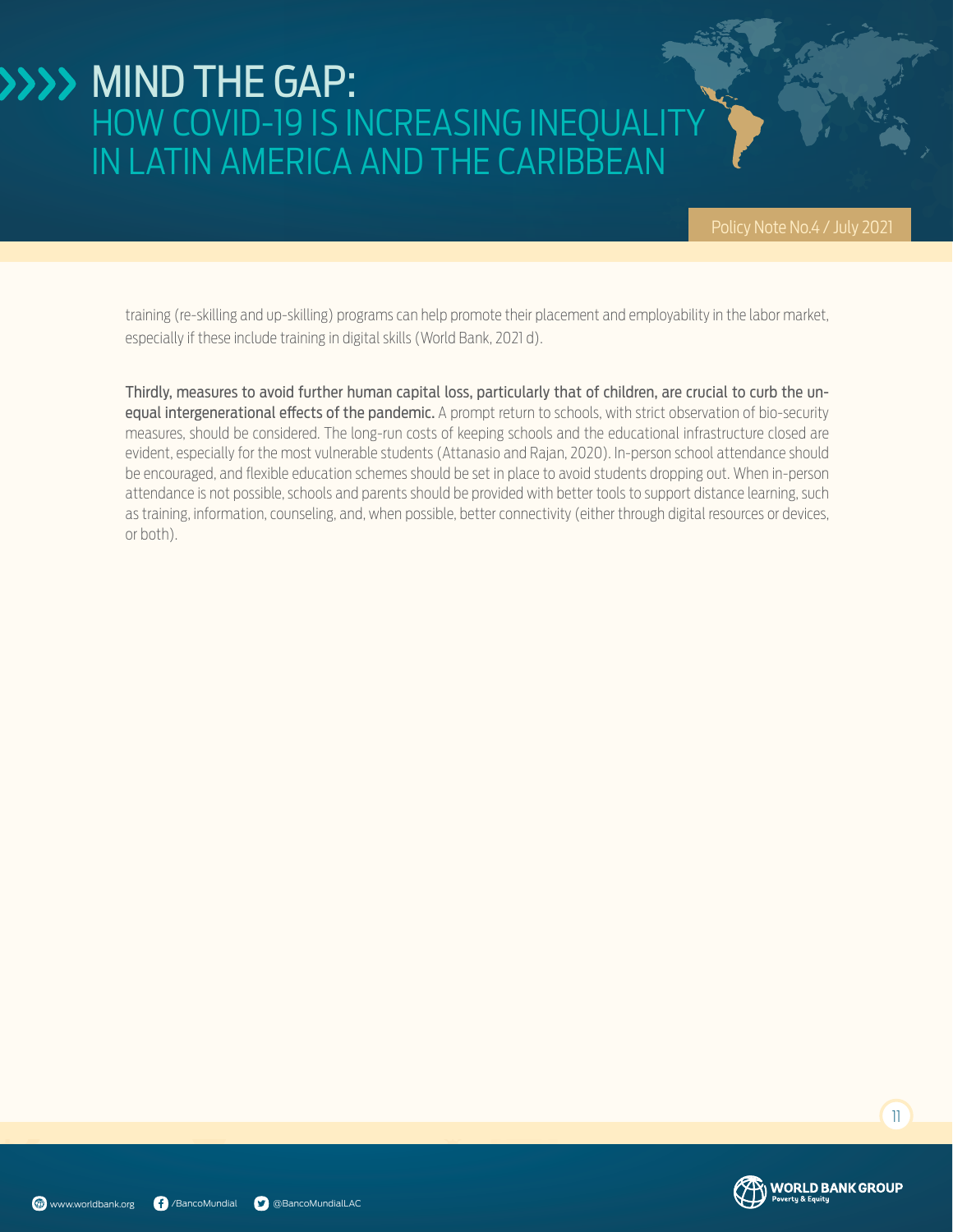training (re-skilling and up-skilling) programs can help promote their placement and employability in the labor market, especially if these include training in digital skills (World Bank, 2021 d).

**Thirdly, measures to avoid further human capital loss, particularly that of children, are crucial to curb the unequal intergenerational effects of the pandemic.** A prompt return to schools, with strict observation of bio-security measures, should be considered. The long-run costs of keeping schools and the educational infrastructure closed are evident, especially for the most vulnerable students (Attanasio and Rajan, 2020). In-person school attendance should be encouraged, and flexible education schemes should be set in place to avoid students dropping out. When in-person attendance is not possible, schools and parents should be provided with better tools to support distance learning, such as training, information, counseling, and, when possible, better connectivity (either through digital resources or devices, or both).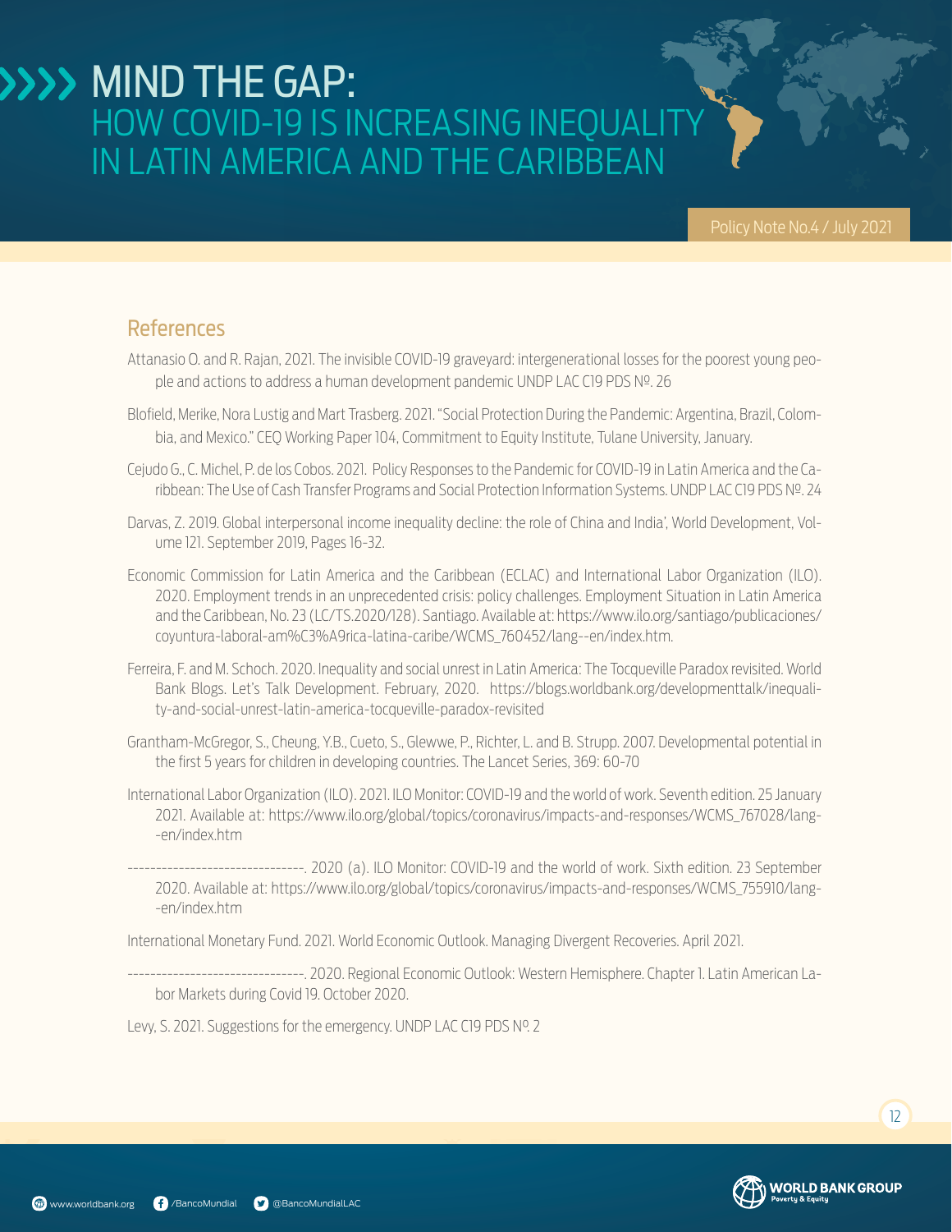## References

Attanasio O. and R. Rajan, 2021. The invisible COVID-19 graveyard: intergenerational losses for the poorest young people and actions to address a human development pandemic UNDP LAC C19 PDS Nº. 26

Blofield, Merike, Nora Lustig and Mart Trasberg. 2021. "Social Protection During the Pandemic: Argentina, Brazil, Colombia, and Mexico." CEQ Working Paper 104, Commitment to Equity Institute, Tulane University, January.

Cejudo G., C. Michel, P. de los Cobos. 2021. Policy Responses to the Pandemic for COVID-19 in Latin America and the Caribbean: The Use of Cash Transfer Programs and Social Protection Information Systems. UNDP LAC C19 PDS Nº. 24

Darvas, Z. 2019. Global interpersonal income inequality decline: the role of China and India', World Development, Volume 121. September 2019, Pages 16-32.

Economic Commission for Latin America and the Caribbean (ECLAC) and International Labor Organization (ILO). 2020. Employment trends in an unprecedented crisis: policy challenges. Employment Situation in Latin America and the Caribbean, No. 23 (LC/TS.2020/128). Santiago. Available at: https://www.ilo.org/santiago/publicaciones/coyuntura-laboral-am%C3%A9rica-latina-caribe/WCMS_760452/lang--en/index.htm.

Ferreira, F. and M. Schoch. 2020. Inequality and social unrest in Latin America: The Tocqueville Paradox revisited. World Bank Blogs. Let's Talk Development. February, 2020. https://blogs.worldbank.org/developmenttalk/inequality-and-social-unrest-latin-america-tocqueville-paradox-revisited

Grantham-McGregor, S., Cheung, Y.B., Cueto, S., Glewwe, P., Richter, L. and B. Strupp. 2007. Developmental potential in the first 5 years for children in developing countries. The Lancet Series, 369: 60-70

International Labor Organization (ILO). 2021. ILO Monitor: COVID-19 and the world of work. Seventh edition. 25 January 2021. Available at: https://www.ilo.org/global/topics/coronavirus/impacts-and-responses/WCMS_767028/lang--en/index.htm

------------------------------. 2020 (a). ILO Monitor: COVID-19 and the world of work. Sixth edition. 23 September 2020. Available at: https://www.ilo.org/global/topics/coronavirus/impacts-and-responses/WCMS_755910/lang--en/index.htm

International Monetary Fund. 2021. World Economic Outlook. Managing Divergent Recoveries. April 2021.

------------------------------. 2020. Regional Economic Outlook: Western Hemisphere. Chapter 1. Latin American Labor Markets during Covid 19. October 2020.

Levy, S. 2021. Suggestions for the emergency. UNDP LAC C19 PDS Nº. 2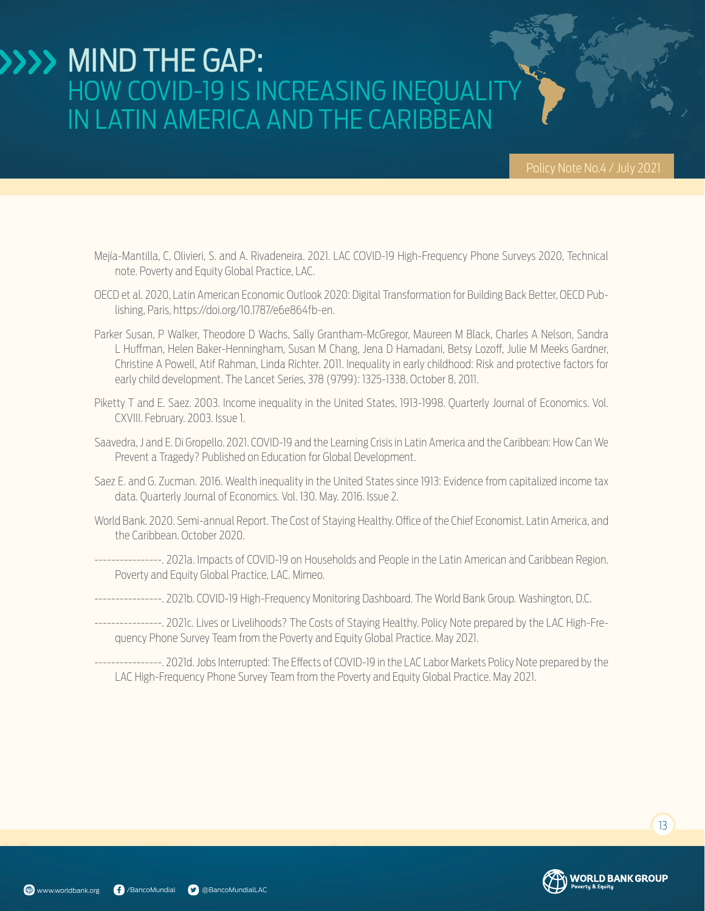Mejía-Mantilla, C, Olivieri, S. and A. Rivadeneira. 2021. LAC COVID-19 High-Frequency Phone Surveys 2020, Technical note. Poverty and Equity Global Practice, LAC.

OECD et al. 2020, Latin American Economic Outlook 2020: Digital Transformation for Building Back Better, OECD Publishing, Paris, https://doi.org/10.1787/e6e864fb-en.

Parker Susan, P Walker, Theodore D Wachs, Sally Grantham-McGregor, Maureen M Black, Charles A Nelson, Sandra L Huffman, Helen Baker-Henningham, Susan M Chang, Jena D Hamadani, Betsy Lozoff, Julie M Meeks Gardner, Christine A Powell, Atif Rahman, Linda Richter. 2011. Inequality in early childhood: Risk and protective factors for early child development. The Lancet Series, 378 (9799): 1325-1338, October 8, 2011.

Piketty T and E. Saez. 2003. Income inequality in the United States, 1913-1998. Quarterly Journal of Economics. Vol. CXVIII. February. 2003. Issue 1.

Saavedra, J and E. Di Gropello. 2021. COVID-19 and the Learning Crisis in Latin America and the Caribbean: How Can We Prevent a Tragedy? Published on Education for Global Development.

Saez E. and G. Zucman. 2016. Wealth inequality in the United States since 1913: Evidence from capitalized income tax data. Quarterly Journal of Economics. Vol. 130. May. 2016. Issue 2.

World Bank. 2020. Semi-annual Report. The Cost of Staying Healthy. Office of the Chief Economist, Latin America, and the Caribbean. October 2020.

----------------. 2021a. Impacts of COVID-19 on Households and People in the Latin American and Caribbean Region. Poverty and Equity Global Practice, LAC. Mimeo.

----------------. 2021b. COVID-19 High-Frequency Monitoring Dashboard. The World Bank Group. Washington, D.C.

----------------. 2021c. Lives or Livelihoods? The Costs of Staying Healthy. Policy Note prepared by the LAC High-Frequency Phone Survey Team from the Poverty and Equity Global Practice. May 2021.

----------------. 2021d. Jobs Interrupted: The Effects of COVID-19 in the LAC Labor Markets Policy Note prepared by the LAC High-Frequency Phone Survey Team from the Poverty and Equity Global Practice. May 2021.